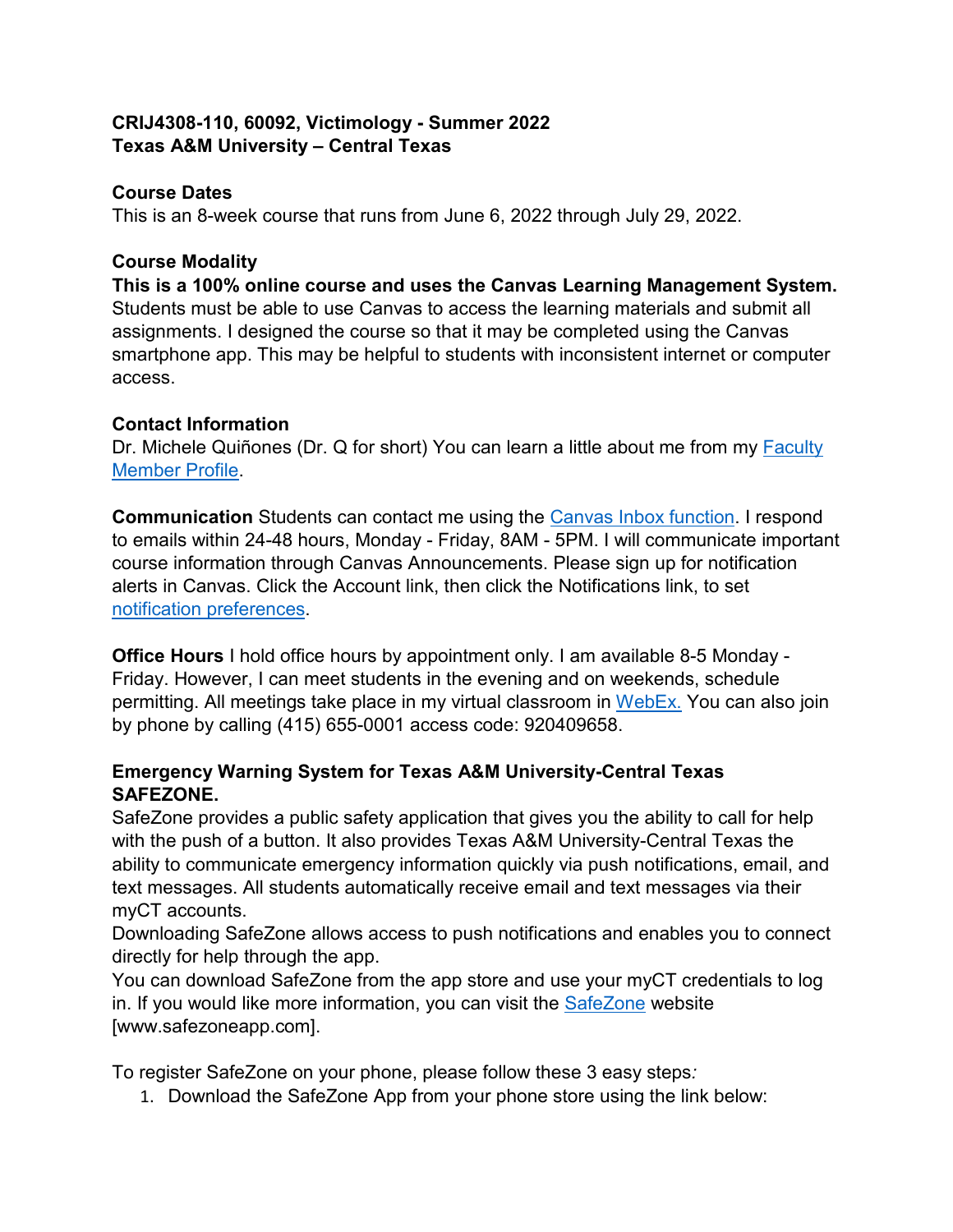**CRIJ4308-110, 60092, Victimology - Summer 2022**
**Texas A&M University – Central Texas**

**Course Dates**
This is an 8-week course that runs from June 6, 2022 through July 29, 2022.

**Course Modality**
**This is a 100% online course and uses the Canvas Learning Management System.** Students must be able to use Canvas to access the learning materials and submit all assignments. I designed the course so that it may be completed using the Canvas smartphone app. This may be helpful to students with inconsistent internet or computer access.

**Contact Information**
Dr. Michele Quiñones (Dr. Q for short) You can learn a little about me from my Faculty Member Profile.

**Communication** Students can contact me using the Canvas Inbox function. I respond to emails within 24-48 hours, Monday - Friday, 8AM - 5PM. I will communicate important course information through Canvas Announcements. Please sign up for notification alerts in Canvas. Click the Account link, then click the Notifications link, to set notification preferences.

**Office Hours** I hold office hours by appointment only. I am available 8-5 Monday - Friday. However, I can meet students in the evening and on weekends, schedule permitting. All meetings take place in my virtual classroom in WebEx. You can also join by phone by calling (415) 655-0001 access code: 920409658.

**Emergency Warning System for Texas A&M University-Central Texas SAFEZONE.**
SafeZone provides a public safety application that gives you the ability to call for help with the push of a button. It also provides Texas A&M University-Central Texas the ability to communicate emergency information quickly via push notifications, email, and text messages. All students automatically receive email and text messages via their myCT accounts.
Downloading SafeZone allows access to push notifications and enables you to connect directly for help through the app.
You can download SafeZone from the app store and use your myCT credentials to log in. If you would like more information, you can visit the SafeZone website [www.safezoneapp.com].

To register SafeZone on your phone, please follow these 3 easy steps*:*

1. Download the SafeZone App from your phone store using the link below: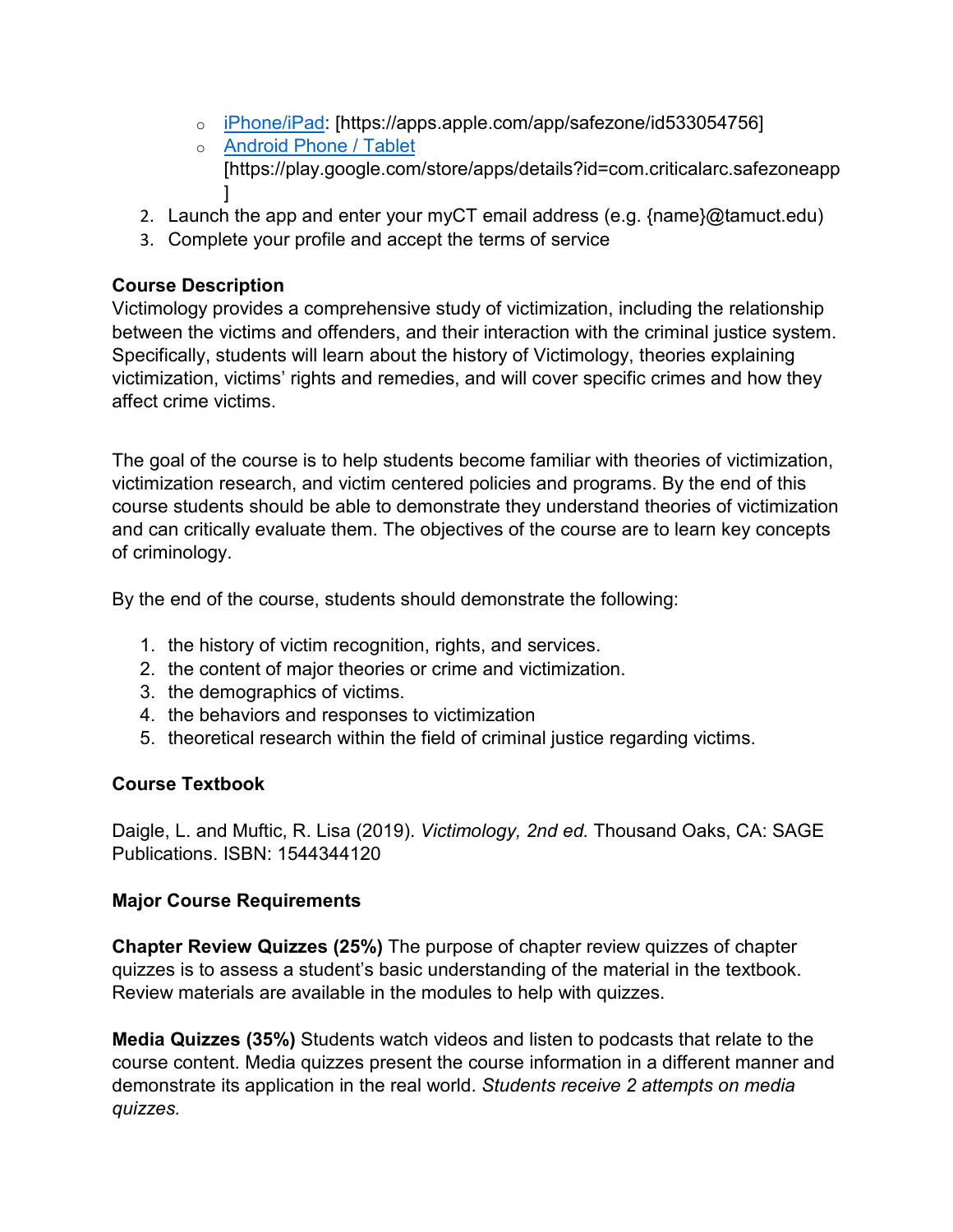- [iPhone/iPad](https://apps.apple.com/app/safezone/id533054756): [https://apps.apple.com/app/safezone/id533054756]
- [Android Phone / Tablet](https://play.google.com/store/apps/details?id=com.criticalarc.safezoneapp) [https://play.google.com/store/apps/details?id=com.criticalarc.safezoneapp]

2. Launch the app and enter your myCT email address (e.g. {name}@tamuct.edu)
3. Complete your profile and accept the terms of service

**Course Description**

Victimology provides a comprehensive study of victimization, including the relationship between the victims and offenders, and their interaction with the criminal justice system. Specifically, students will learn about the history of Victimology, theories explaining victimization, victims' rights and remedies, and will cover specific crimes and how they affect crime victims.

The goal of the course is to help students become familiar with theories of victimization, victimization research, and victim centered policies and programs. By the end of this course students should be able to demonstrate they understand theories of victimization and can critically evaluate them. The objectives of the course are to learn key concepts of criminology.

By the end of the course, students should demonstrate the following:

1. the history of victim recognition, rights, and services.
2. the content of major theories or crime and victimization.
3. the demographics of victims.
4. the behaviors and responses to victimization
5. theoretical research within the field of criminal justice regarding victims.

**Course Textbook**

Daigle, L. and Muftic, R. Lisa (2019). *Victimology, 2nd ed.* Thousand Oaks, CA: SAGE Publications. ISBN: 1544344120

**Major Course Requirements**

**Chapter Review Quizzes (25%)** The purpose of chapter review quizzes of chapter quizzes is to assess a student's basic understanding of the material in the textbook. Review materials are available in the modules to help with quizzes.

**Media Quizzes (35%)** Students watch videos and listen to podcasts that relate to the course content. Media quizzes present the course information in a different manner and demonstrate its application in the real world. *Students receive 2 attempts on media quizzes.*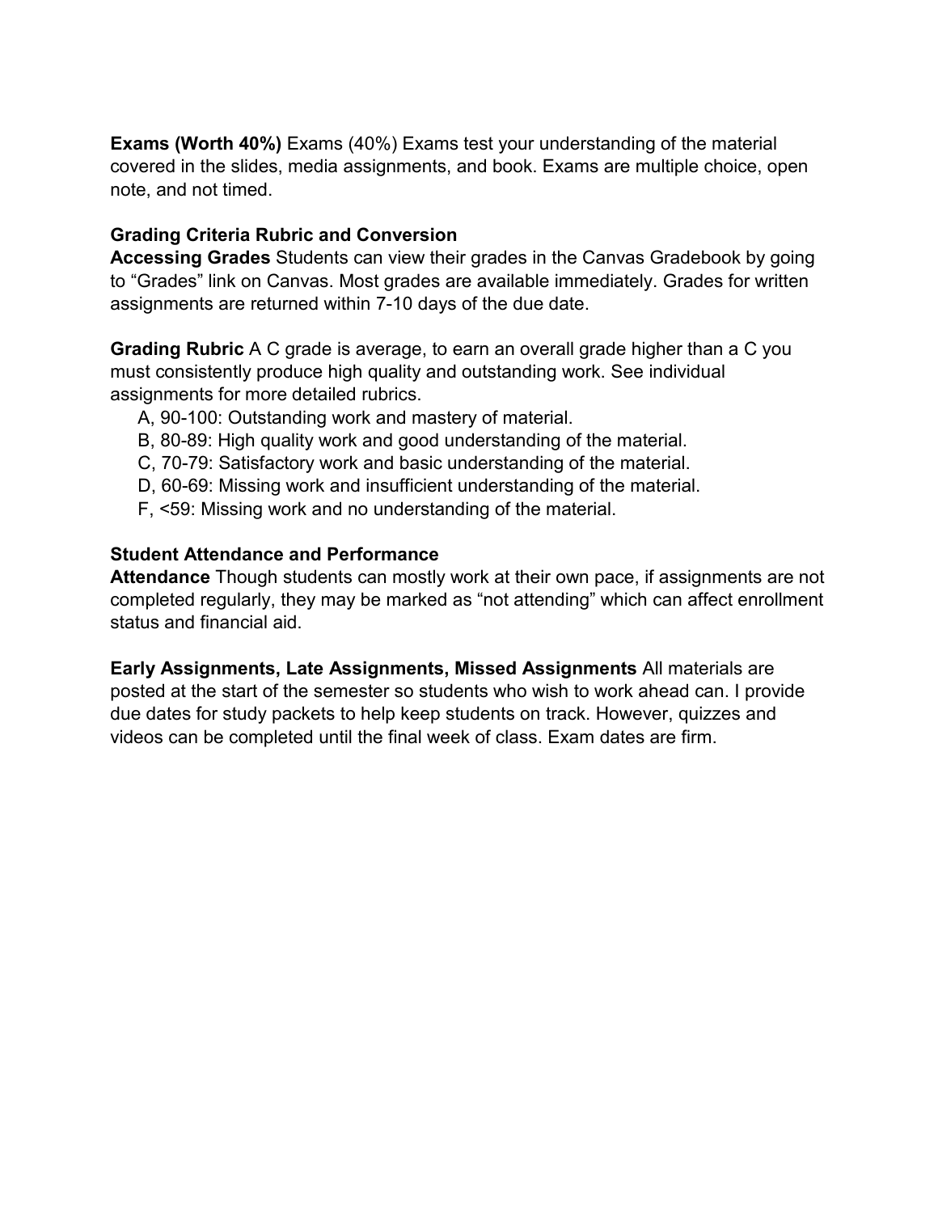**Exams (Worth 40%)** Exams (40%) Exams test your understanding of the material covered in the slides, media assignments, and book. Exams are multiple choice, open note, and not timed.

### Grading Criteria Rubric and Conversion

**Accessing Grades** Students can view their grades in the Canvas Gradebook by going to "Grades" link on Canvas. Most grades are available immediately. Grades for written assignments are returned within 7-10 days of the due date.

**Grading Rubric** A C grade is average, to earn an overall grade higher than a C you must consistently produce high quality and outstanding work. See individual assignments for more detailed rubrics.

- A, 90-100: Outstanding work and mastery of material.
- B, 80-89: High quality work and good understanding of the material.
- C, 70-79: Satisfactory work and basic understanding of the material.
- D, 60-69: Missing work and insufficient understanding of the material.
- F, <59: Missing work and no understanding of the material.

### Student Attendance and Performance

**Attendance** Though students can mostly work at their own pace, if assignments are not completed regularly, they may be marked as "not attending" which can affect enrollment status and financial aid.

**Early Assignments, Late Assignments, Missed Assignments** All materials are posted at the start of the semester so students who wish to work ahead can. I provide due dates for study packets to help keep students on track. However, quizzes and videos can be completed until the final week of class. Exam dates are firm.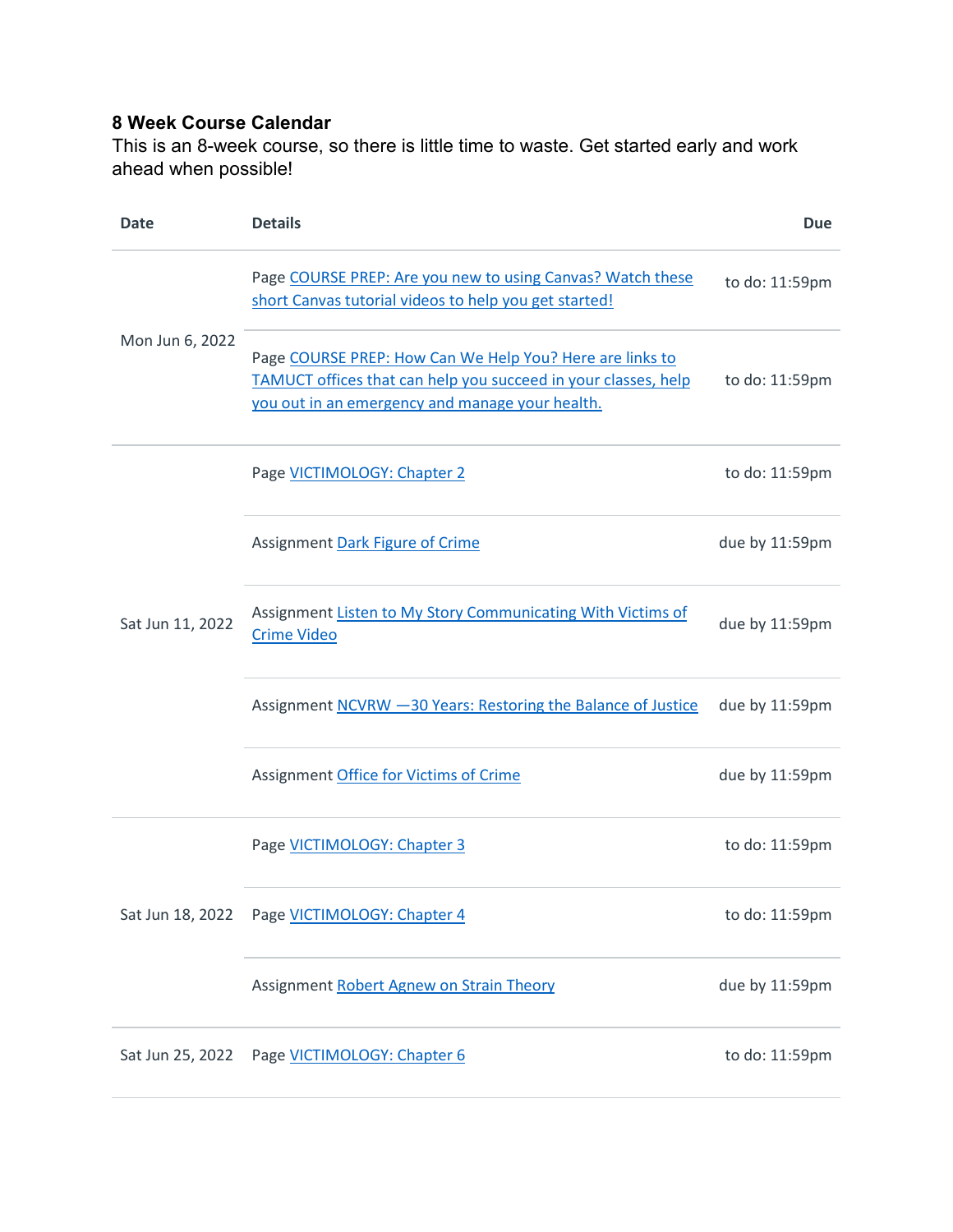**8 Week Course Calendar**

This is an 8-week course, so there is little time to waste. Get started early and work ahead when possible!

| Date | Details | Due |
| --- | --- | --- |
| Mon Jun 6, 2022 | Page COURSE PREP: Are you new to using Canvas? Watch these short Canvas tutorial videos to help you get started! | to do: 11:59pm |
| | Page COURSE PREP: How Can We Help You? Here are links to TAMUCT offices that can help you succeed in your classes, help you out in an emergency and manage your health. | to do: 11:59pm |
| Sat Jun 11, 2022 | Page VICTIMOLOGY: Chapter 2 | to do: 11:59pm |
| | Assignment Dark Figure of Crime | due by 11:59pm |
| | Assignment Listen to My Story Communicating With Victims of Crime Video | due by 11:59pm |
| | Assignment NCVRW —30 Years: Restoring the Balance of Justice | due by 11:59pm |
| | Assignment Office for Victims of Crime | due by 11:59pm |
| Sat Jun 18, 2022 | Page VICTIMOLOGY: Chapter 3 | to do: 11:59pm |
| | Page VICTIMOLOGY: Chapter 4 | to do: 11:59pm |
| | Assignment Robert Agnew on Strain Theory | due by 11:59pm |
| Sat Jun 25, 2022 | Page VICTIMOLOGY: Chapter 6 | to do: 11:59pm |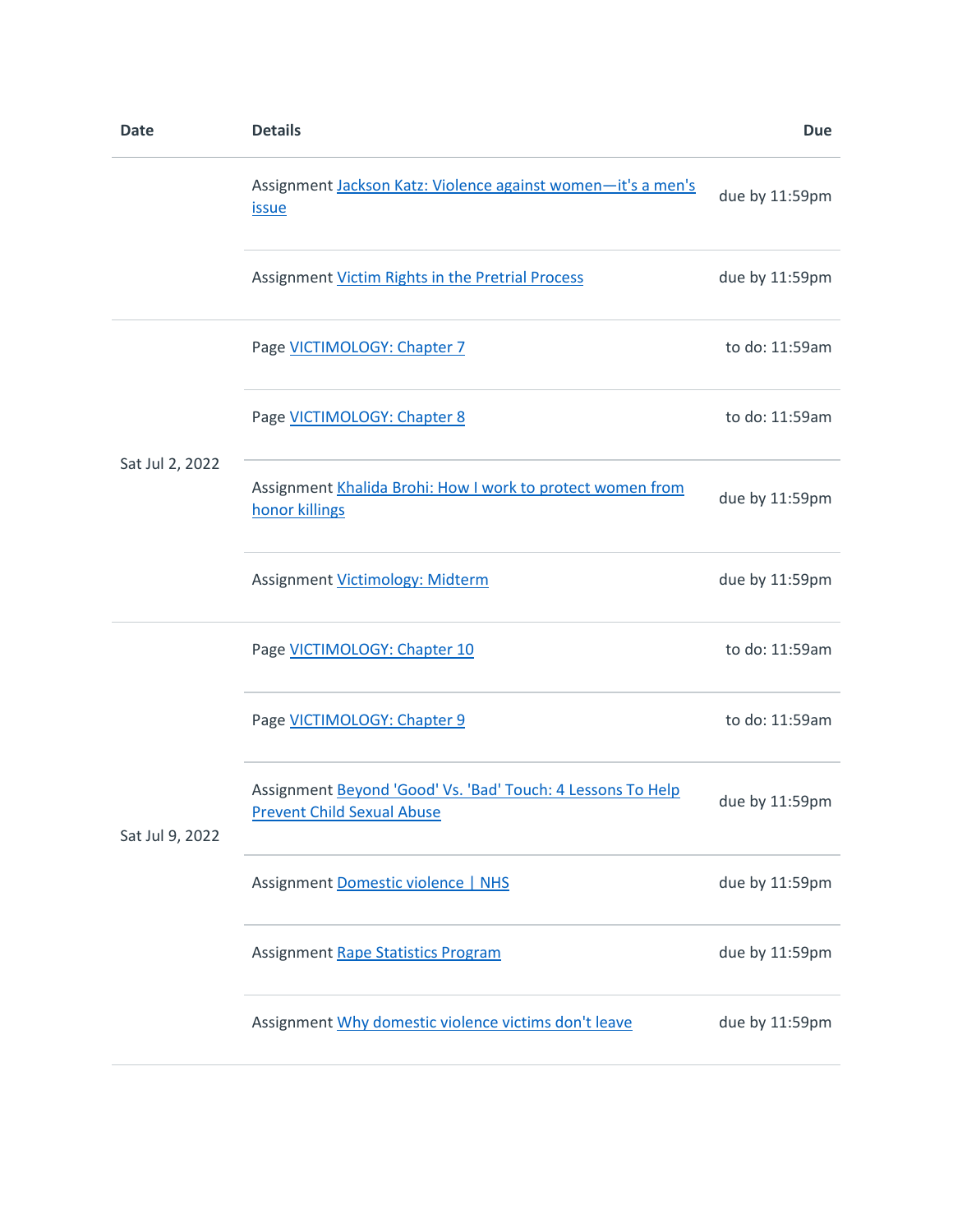| Date | Details | Due |
| --- | --- | --- |
| | Assignment Jackson Katz: Violence against women—it's a men's issue | due by 11:59pm |
| | Assignment Victim Rights in the Pretrial Process | due by 11:59pm |
| Sat Jul 2, 2022 | Page VICTIMOLOGY: Chapter 7 | to do: 11:59am |
| | Page VICTIMOLOGY: Chapter 8 | to do: 11:59am |
| | Assignment Khalida Brohi: How I work to protect women from honor killings | due by 11:59pm |
| | Assignment Victimology: Midterm | due by 11:59pm |
| Sat Jul 9, 2022 | Page VICTIMOLOGY: Chapter 10 | to do: 11:59am |
| | Page VICTIMOLOGY: Chapter 9 | to do: 11:59am |
| | Assignment Beyond 'Good' Vs. 'Bad' Touch: 4 Lessons To Help Prevent Child Sexual Abuse | due by 11:59pm |
| | Assignment Domestic violence \| NHS | due by 11:59pm |
| | Assignment Rape Statistics Program | due by 11:59pm |
| | Assignment Why domestic violence victims don't leave | due by 11:59pm |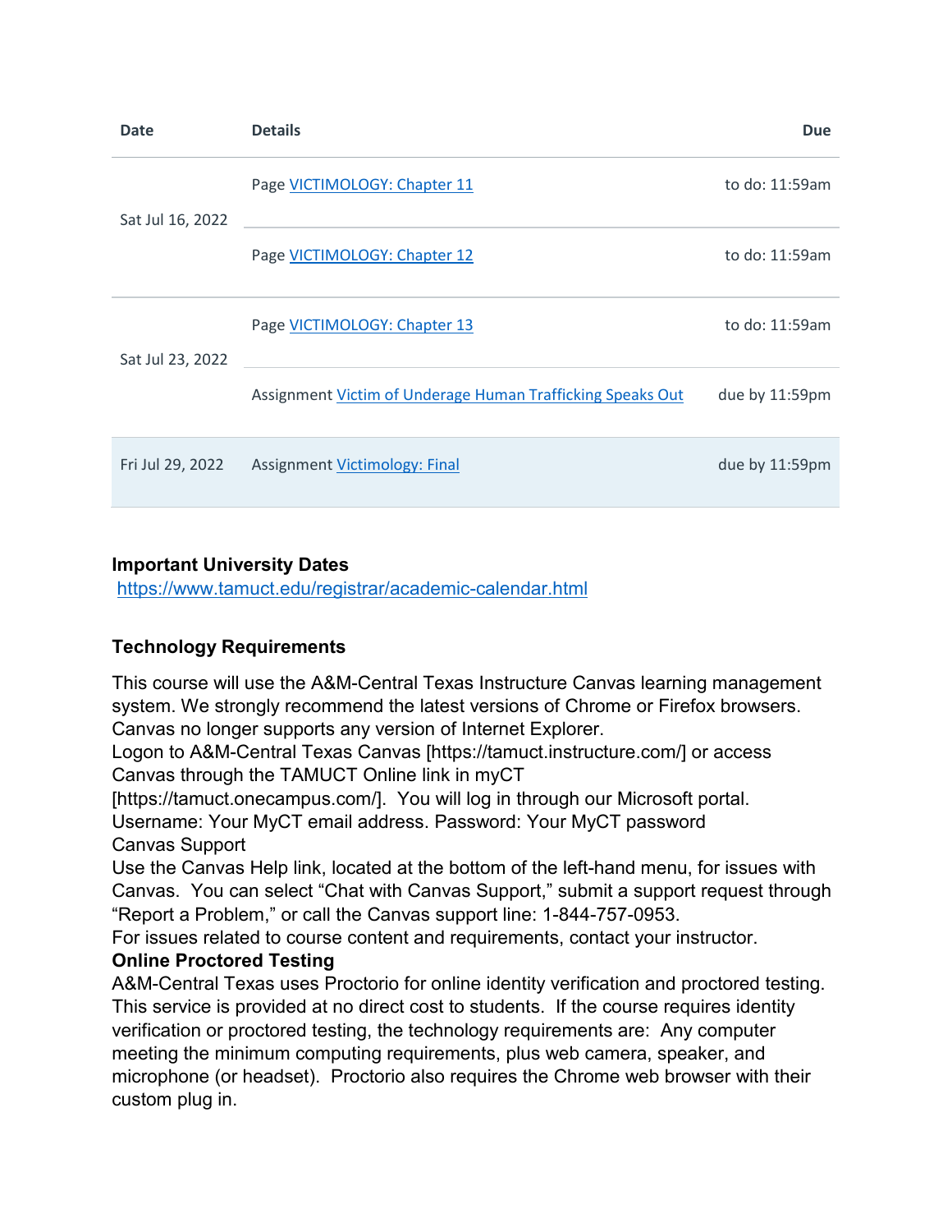| Date | Details | Due |
|---|---|---|
| Sat Jul 16, 2022 | Page VICTIMOLOGY: Chapter 11 | to do: 11:59am |
| | Page VICTIMOLOGY: Chapter 12 | to do: 11:59am |
| Sat Jul 23, 2022 | Page VICTIMOLOGY: Chapter 13 | to do: 11:59am |
| | Assignment Victim of Underage Human Trafficking Speaks Out | due by 11:59pm |
| Fri Jul 29, 2022 | Assignment Victimology: Final | due by 11:59pm |

**Important University Dates**
https://www.tamuct.edu/registrar/academic-calendar.html

**Technology Requirements**

This course will use the A&M-Central Texas Instructure Canvas learning management system. We strongly recommend the latest versions of Chrome or Firefox browsers. Canvas no longer supports any version of Internet Explorer.
Logon to A&M-Central Texas Canvas [https://tamuct.instructure.com/] or access Canvas through the TAMUCT Online link in myCT [https://tamuct.onecampus.com/]. You will log in through our Microsoft portal.
Username: Your MyCT email address. Password: Your MyCT password
Canvas Support
Use the Canvas Help link, located at the bottom of the left-hand menu, for issues with Canvas. You can select "Chat with Canvas Support," submit a support request through "Report a Problem," or call the Canvas support line: 1-844-757-0953.
For issues related to course content and requirements, contact your instructor.

**Online Proctored Testing**

A&M-Central Texas uses Proctorio for online identity verification and proctored testing. This service is provided at no direct cost to students. If the course requires identity verification or proctored testing, the technology requirements are: Any computer meeting the minimum computing requirements, plus web camera, speaker, and microphone (or headset). Proctorio also requires the Chrome web browser with their custom plug in.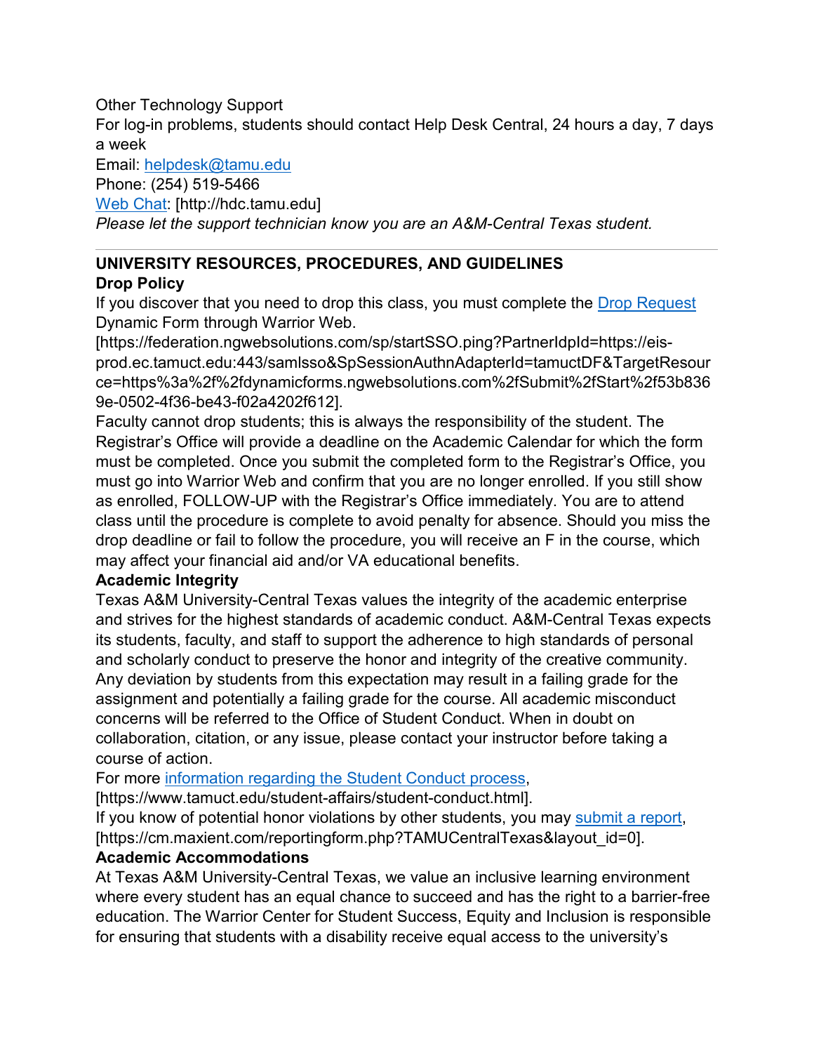Other Technology Support

For log-in problems, students should contact Help Desk Central, 24 hours a day, 7 days a week

Email: [helpdesk@tamu.edu](mailto:helpdesk@tamu.edu)

Phone: (254) 519-5466

[Web Chat](http://hdc.tamu.edu): [http://hdc.tamu.edu]

*Please let the support technician know you are an A&M-Central Texas student.*

---

## UNIVERSITY RESOURCES, PROCEDURES, AND GUIDELINES

### Drop Policy

If you discover that you need to drop this class, you must complete the [Drop Request](https://federation.ngwebsolutions.com/sp/startSSO.ping?PartnerIdpId=https://eis-prod.ec.tamuct.edu:443/samlsso&SpSessionAuthnAdapterId=tamuctDF&TargetResource=https%3a%2f%2fdynamicforms.ngwebsolutions.com%2fSubmit%2fStart%2f53b8369e-0502-4f36-be43-f02a4202f612) Dynamic Form through Warrior Web.

[https://federation.ngwebsolutions.com/sp/startSSO.ping?PartnerIdpId=https://eis-prod.ec.tamuct.edu:443/samlsso&SpSessionAuthnAdapterId=tamuctDF&TargetResource=https%3a%2f%2fdynamicforms.ngwebsolutions.com%2fSubmit%2fStart%2f53b8369e-0502-4f36-be43-f02a4202f612].

Faculty cannot drop students; this is always the responsibility of the student. The Registrar's Office will provide a deadline on the Academic Calendar for which the form must be completed. Once you submit the completed form to the Registrar's Office, you must go into Warrior Web and confirm that you are no longer enrolled. If you still show as enrolled, FOLLOW-UP with the Registrar's Office immediately. You are to attend class until the procedure is complete to avoid penalty for absence. Should you miss the drop deadline or fail to follow the procedure, you will receive an F in the course, which may affect your financial aid and/or VA educational benefits.

### Academic Integrity

Texas A&M University-Central Texas values the integrity of the academic enterprise and strives for the highest standards of academic conduct. A&M-Central Texas expects its students, faculty, and staff to support the adherence to high standards of personal and scholarly conduct to preserve the honor and integrity of the creative community. Any deviation by students from this expectation may result in a failing grade for the assignment and potentially a failing grade for the course. All academic misconduct concerns will be referred to the Office of Student Conduct. When in doubt on collaboration, citation, or any issue, please contact your instructor before taking a course of action.

For more [information regarding the Student Conduct process](https://www.tamuct.edu/student-affairs/student-conduct.html), [https://www.tamuct.edu/student-affairs/student-conduct.html].

If you know of potential honor violations by other students, you may [submit a report](https://cm.maxient.com/reportingform.php?TAMUCentralTexas&layout_id=0), [https://cm.maxient.com/reportingform.php?TAMUCentralTexas&layout_id=0].

### Academic Accommodations

At Texas A&M University-Central Texas, we value an inclusive learning environment where every student has an equal chance to succeed and has the right to a barrier-free education. The Warrior Center for Student Success, Equity and Inclusion is responsible for ensuring that students with a disability receive equal access to the university's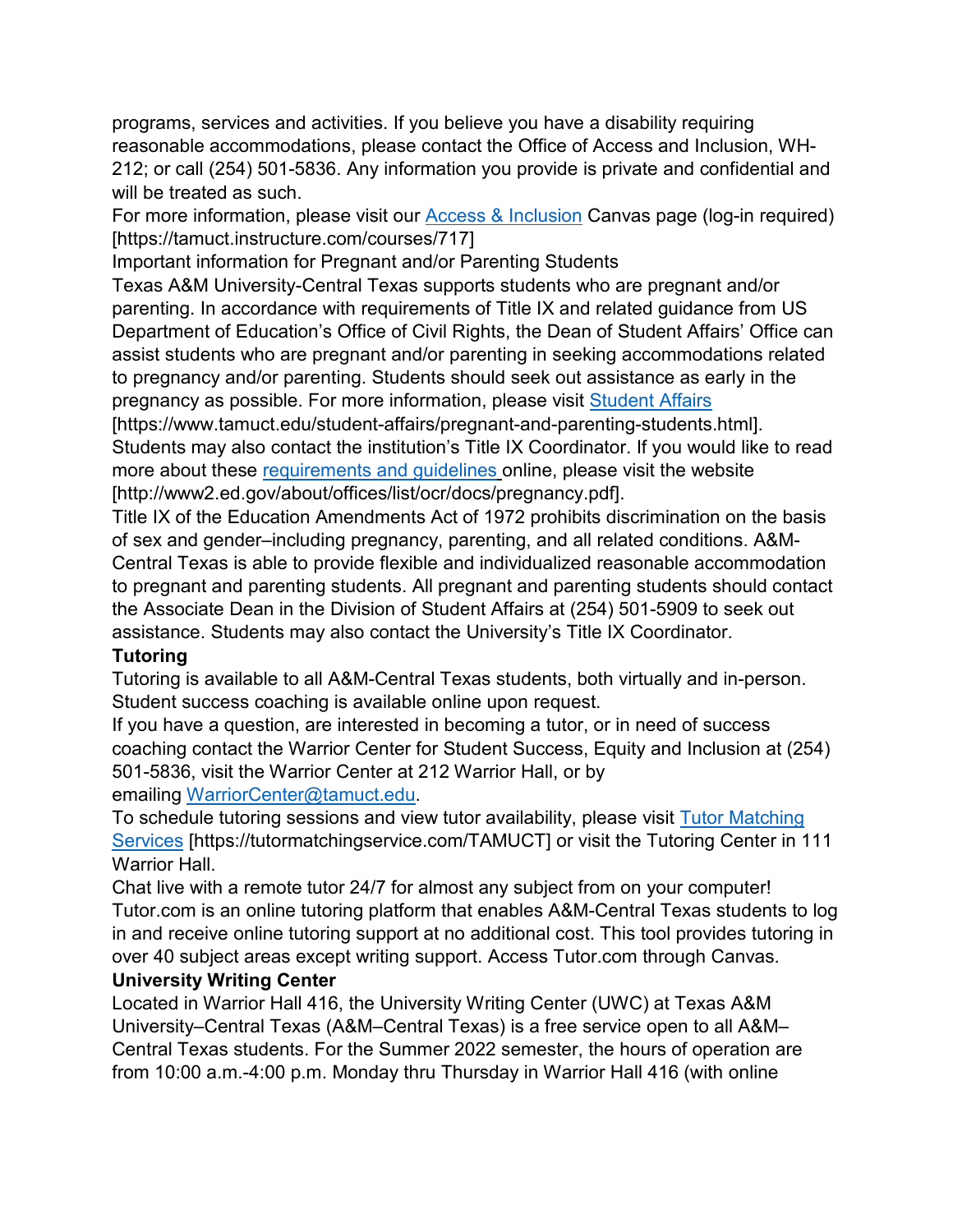programs, services and activities. If you believe you have a disability requiring reasonable accommodations, please contact the Office of Access and Inclusion, WH-212; or call (254) 501-5836. Any information you provide is private and confidential and will be treated as such.

For more information, please visit our Access & Inclusion Canvas page (log-in required) [https://tamuct.instructure.com/courses/717]

Important information for Pregnant and/or Parenting Students

Texas A&M University-Central Texas supports students who are pregnant and/or parenting. In accordance with requirements of Title IX and related guidance from US Department of Education's Office of Civil Rights, the Dean of Student Affairs' Office can assist students who are pregnant and/or parenting in seeking accommodations related to pregnancy and/or parenting. Students should seek out assistance as early in the pregnancy as possible. For more information, please visit Student Affairs [https://www.tamuct.edu/student-affairs/pregnant-and-parenting-students.html]. Students may also contact the institution's Title IX Coordinator. If you would like to read more about these requirements and guidelines online, please visit the website [http://www2.ed.gov/about/offices/list/ocr/docs/pregnancy.pdf].

Title IX of the Education Amendments Act of 1972 prohibits discrimination on the basis of sex and gender–including pregnancy, parenting, and all related conditions. A&M-Central Texas is able to provide flexible and individualized reasonable accommodation to pregnant and parenting students. All pregnant and parenting students should contact the Associate Dean in the Division of Student Affairs at (254) 501-5909 to seek out assistance. Students may also contact the University's Title IX Coordinator.

**Tutoring**

Tutoring is available to all A&M-Central Texas students, both virtually and in-person. Student success coaching is available online upon request.

If you have a question, are interested in becoming a tutor, or in need of success coaching contact the Warrior Center for Student Success, Equity and Inclusion at (254) 501-5836, visit the Warrior Center at 212 Warrior Hall, or by emailing WarriorCenter@tamuct.edu.

To schedule tutoring sessions and view tutor availability, please visit Tutor Matching Services [https://tutormatchingservice.com/TAMUCT] or visit the Tutoring Center in 111 Warrior Hall.

Chat live with a remote tutor 24/7 for almost any subject from on your computer! Tutor.com is an online tutoring platform that enables A&M-Central Texas students to log in and receive online tutoring support at no additional cost. This tool provides tutoring in over 40 subject areas except writing support. Access Tutor.com through Canvas.

**University Writing Center**

Located in Warrior Hall 416, the University Writing Center (UWC) at Texas A&M University–Central Texas (A&M–Central Texas) is a free service open to all A&M–Central Texas students. For the Summer 2022 semester, the hours of operation are from 10:00 a.m.-4:00 p.m. Monday thru Thursday in Warrior Hall 416 (with online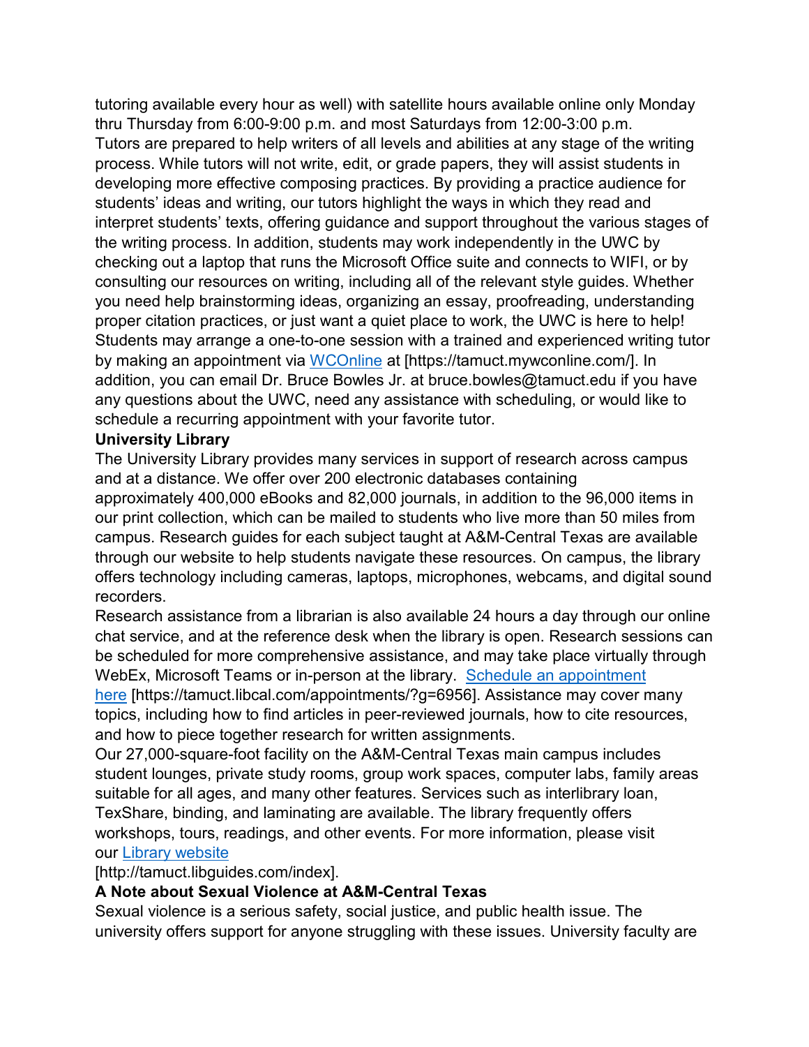tutoring available every hour as well) with satellite hours available online only Monday thru Thursday from 6:00-9:00 p.m. and most Saturdays from 12:00-3:00 p.m.

Tutors are prepared to help writers of all levels and abilities at any stage of the writing process. While tutors will not write, edit, or grade papers, they will assist students in developing more effective composing practices. By providing a practice audience for students' ideas and writing, our tutors highlight the ways in which they read and interpret students' texts, offering guidance and support throughout the various stages of the writing process. In addition, students may work independently in the UWC by checking out a laptop that runs the Microsoft Office suite and connects to WIFI, or by consulting our resources on writing, including all of the relevant style guides. Whether you need help brainstorming ideas, organizing an essay, proofreading, understanding proper citation practices, or just want a quiet place to work, the UWC is here to help!

Students may arrange a one-to-one session with a trained and experienced writing tutor by making an appointment via WCOnline at [https://tamuct.mywconline.com/]. In addition, you can email Dr. Bruce Bowles Jr. at bruce.bowles@tamuct.edu if you have any questions about the UWC, need any assistance with scheduling, or would like to schedule a recurring appointment with your favorite tutor.

**University Library**

The University Library provides many services in support of research across campus and at a distance. We offer over 200 electronic databases containing approximately 400,000 eBooks and 82,000 journals, in addition to the 96,000 items in our print collection, which can be mailed to students who live more than 50 miles from campus. Research guides for each subject taught at A&M-Central Texas are available through our website to help students navigate these resources. On campus, the library offers technology including cameras, laptops, microphones, webcams, and digital sound recorders.

Research assistance from a librarian is also available 24 hours a day through our online chat service, and at the reference desk when the library is open. Research sessions can be scheduled for more comprehensive assistance, and may take place virtually through WebEx, Microsoft Teams or in-person at the library. Schedule an appointment here [https://tamuct.libcal.com/appointments/?g=6956]. Assistance may cover many topics, including how to find articles in peer-reviewed journals, how to cite resources, and how to piece together research for written assignments.

Our 27,000-square-foot facility on the A&M-Central Texas main campus includes student lounges, private study rooms, group work spaces, computer labs, family areas suitable for all ages, and many other features. Services such as interlibrary loan, TexShare, binding, and laminating are available. The library frequently offers workshops, tours, readings, and other events. For more information, please visit our Library website [http://tamuct.libguides.com/index].

**A Note about Sexual Violence at A&M-Central Texas**

Sexual violence is a serious safety, social justice, and public health issue. The university offers support for anyone struggling with these issues. University faculty are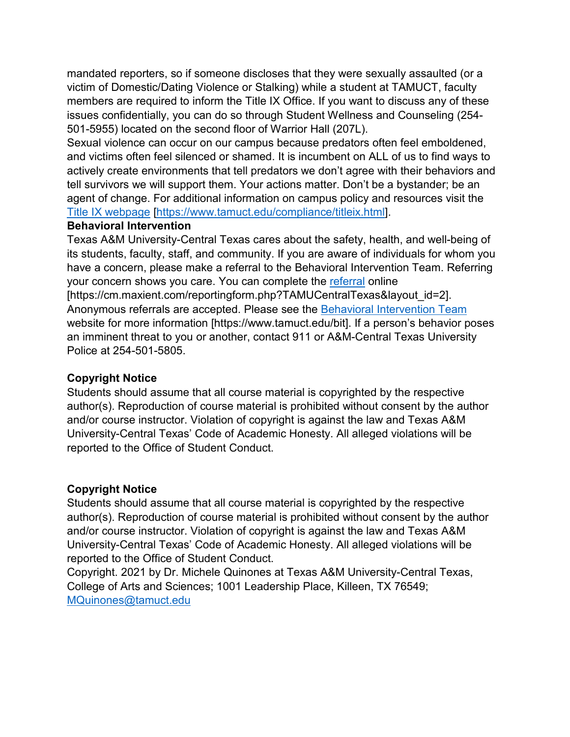mandated reporters, so if someone discloses that they were sexually assaulted (or a victim of Domestic/Dating Violence or Stalking) while a student at TAMUCT, faculty members are required to inform the Title IX Office. If you want to discuss any of these issues confidentially, you can do so through Student Wellness and Counseling (254-501-5955) located on the second floor of Warrior Hall (207L).

Sexual violence can occur on our campus because predators often feel emboldened, and victims often feel silenced or shamed. It is incumbent on ALL of us to find ways to actively create environments that tell predators we don't agree with their behaviors and tell survivors we will support them. Your actions matter. Don't be a bystander; be an agent of change. For additional information on campus policy and resources visit the Title IX webpage [https://www.tamuct.edu/compliance/titleix.html].

**Behavioral Intervention**

Texas A&M University-Central Texas cares about the safety, health, and well-being of its students, faculty, staff, and community. If you are aware of individuals for whom you have a concern, please make a referral to the Behavioral Intervention Team. Referring your concern shows you care. You can complete the referral online [https://cm.maxient.com/reportingform.php?TAMUCentralTexas&layout_id=2]. Anonymous referrals are accepted. Please see the Behavioral Intervention Team website for more information [https://www.tamuct.edu/bit]. If a person's behavior poses an imminent threat to you or another, contact 911 or A&M-Central Texas University Police at 254-501-5805.

**Copyright Notice**

Students should assume that all course material is copyrighted by the respective author(s). Reproduction of course material is prohibited without consent by the author and/or course instructor. Violation of copyright is against the law and Texas A&M University-Central Texas' Code of Academic Honesty. All alleged violations will be reported to the Office of Student Conduct.

**Copyright Notice**

Students should assume that all course material is copyrighted by the respective author(s). Reproduction of course material is prohibited without consent by the author and/or course instructor. Violation of copyright is against the law and Texas A&M University-Central Texas' Code of Academic Honesty. All alleged violations will be reported to the Office of Student Conduct.

Copyright. 2021 by Dr. Michele Quinones at Texas A&M University-Central Texas, College of Arts and Sciences; 1001 Leadership Place, Killeen, TX 76549; MQuinones@tamuct.edu